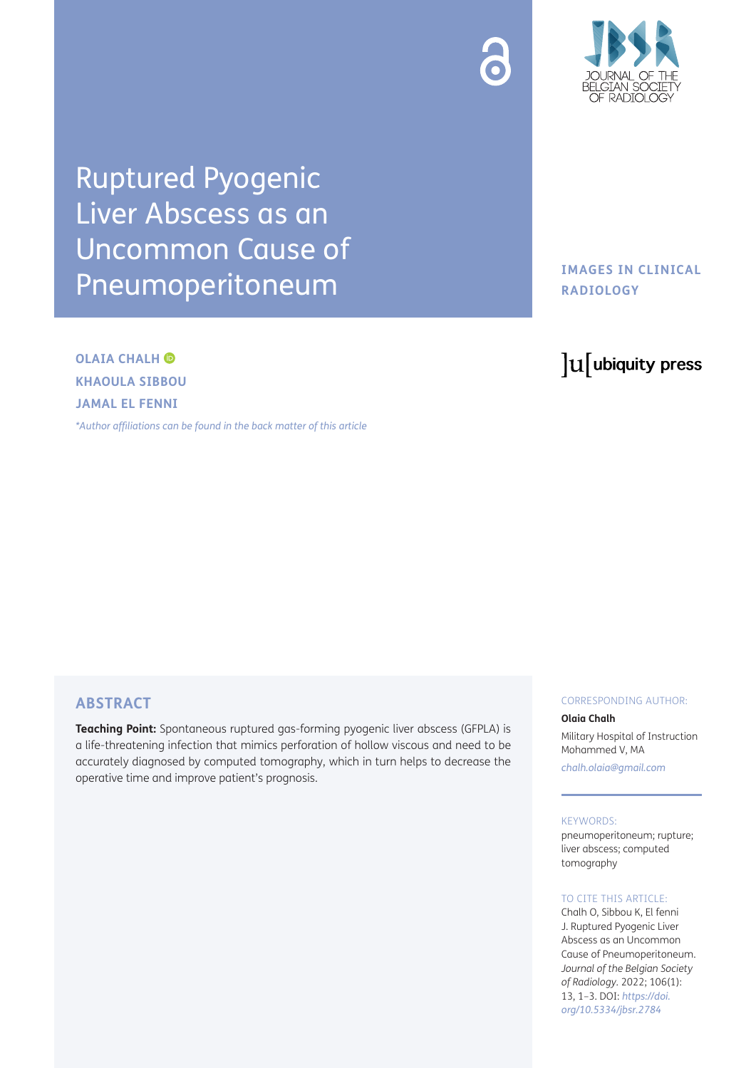# Ruptured Pyogenic Liver Abscess as an Uncommon Cause of Pneumoperitoneum

**IMAGES IN CLINICAL RADIOLOGY**

**OLAIA CHALH**
**KHAOULA SIBBOU**
**JAMAL EL FENNI**

*\*Author affiliations can be found in the back matter of this article*

## ABSTRACT

**Teaching Point:** Spontaneous ruptured gas-forming pyogenic liver abscess (GFPLA) is a life-threatening infection that mimics perforation of hollow viscous and need to be accurately diagnosed by computed tomography, which in turn helps to decrease the operative time and improve patient's prognosis.

CORRESPONDING AUTHOR:

**Olaia Chalh**

Military Hospital of Instruction Mohammed V, MA

*chalh.olaia@gmail.com*

KEYWORDS:

pneumoperitoneum; rupture; liver abscess; computed tomography

TO CITE THIS ARTICLE:

Chalh O, Sibbou K, El fenni J. Ruptured Pyogenic Liver Abscess as an Uncommon Cause of Pneumoperitoneum. *Journal of the Belgian Society of Radiology*. 2022; 106(1): 13, 1–3. DOI: *https://doi.org/10.5334/jbsr.2784*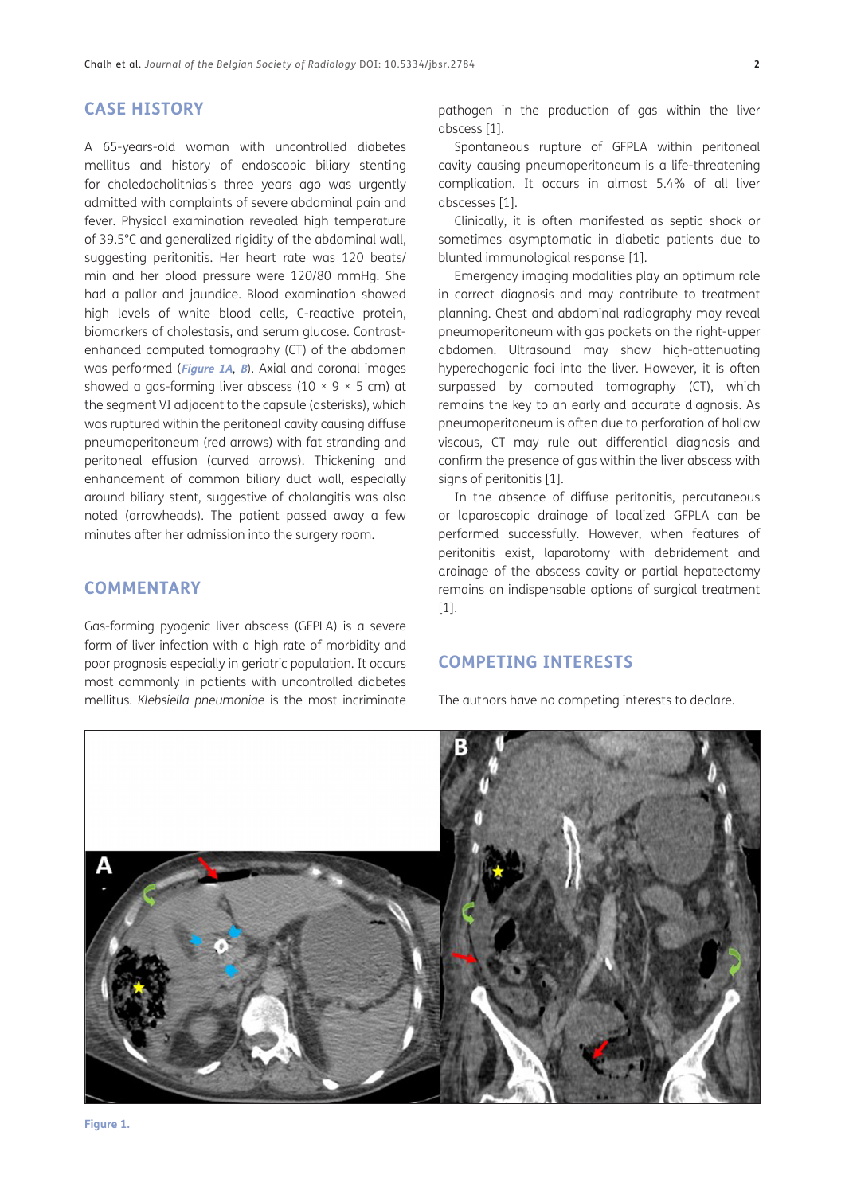## CASE HISTORY

A 65-years-old woman with uncontrolled diabetes mellitus and history of endoscopic biliary stenting for choledocholithiasis three years ago was urgently admitted with complaints of severe abdominal pain and fever. Physical examination revealed high temperature of 39.5°C and generalized rigidity of the abdominal wall, suggesting peritonitis. Her heart rate was 120 beats/min and her blood pressure were 120/80 mmHg. She had a pallor and jaundice. Blood examination showed high levels of white blood cells, C-reactive protein, biomarkers of cholestasis, and serum glucose. Contrast-enhanced computed tomography (CT) of the abdomen was performed (*Figure 1A*, *B*). Axial and coronal images showed a gas-forming liver abscess (10 × 9 × 5 cm) at the segment VI adjacent to the capsule (asterisks), which was ruptured within the peritoneal cavity causing diffuse pneumoperitoneum (red arrows) with fat stranding and peritoneal effusion (curved arrows). Thickening and enhancement of common biliary duct wall, especially around biliary stent, suggestive of cholangitis was also noted (arrowheads). The patient passed away a few minutes after her admission into the surgery room.

## COMMENTARY

Gas-forming pyogenic liver abscess (GFPLA) is a severe form of liver infection with a high rate of morbidity and poor prognosis especially in geriatric population. It occurs most commonly in patients with uncontrolled diabetes mellitus. *Klebsiella pneumoniae* is the most incriminate pathogen in the production of gas within the liver abscess [1].

Spontaneous rupture of GFPLA within peritoneal cavity causing pneumoperitoneum is a life-threatening complication. It occurs in almost 5.4% of all liver abscesses [1].

Clinically, it is often manifested as septic shock or sometimes asymptomatic in diabetic patients due to blunted immunological response [1].

Emergency imaging modalities play an optimum role in correct diagnosis and may contribute to treatment planning. Chest and abdominal radiography may reveal pneumoperitoneum with gas pockets on the right-upper abdomen. Ultrasound may show high-attenuating hyperechogenic foci into the liver. However, it is often surpassed by computed tomography (CT), which remains the key to an early and accurate diagnosis. As pneumoperitoneum is often due to perforation of hollow viscous, CT may rule out differential diagnosis and confirm the presence of gas within the liver abscess with signs of peritonitis [1].

In the absence of diffuse peritonitis, percutaneous or laparoscopic drainage of localized GFPLA can be performed successfully. However, when features of peritonitis exist, laparotomy with debridement and drainage of the abscess cavity or partial hepatectomy remains an indispensable options of surgical treatment [1].

## COMPETING INTERESTS

The authors have no competing interests to declare.

**Figure 1.**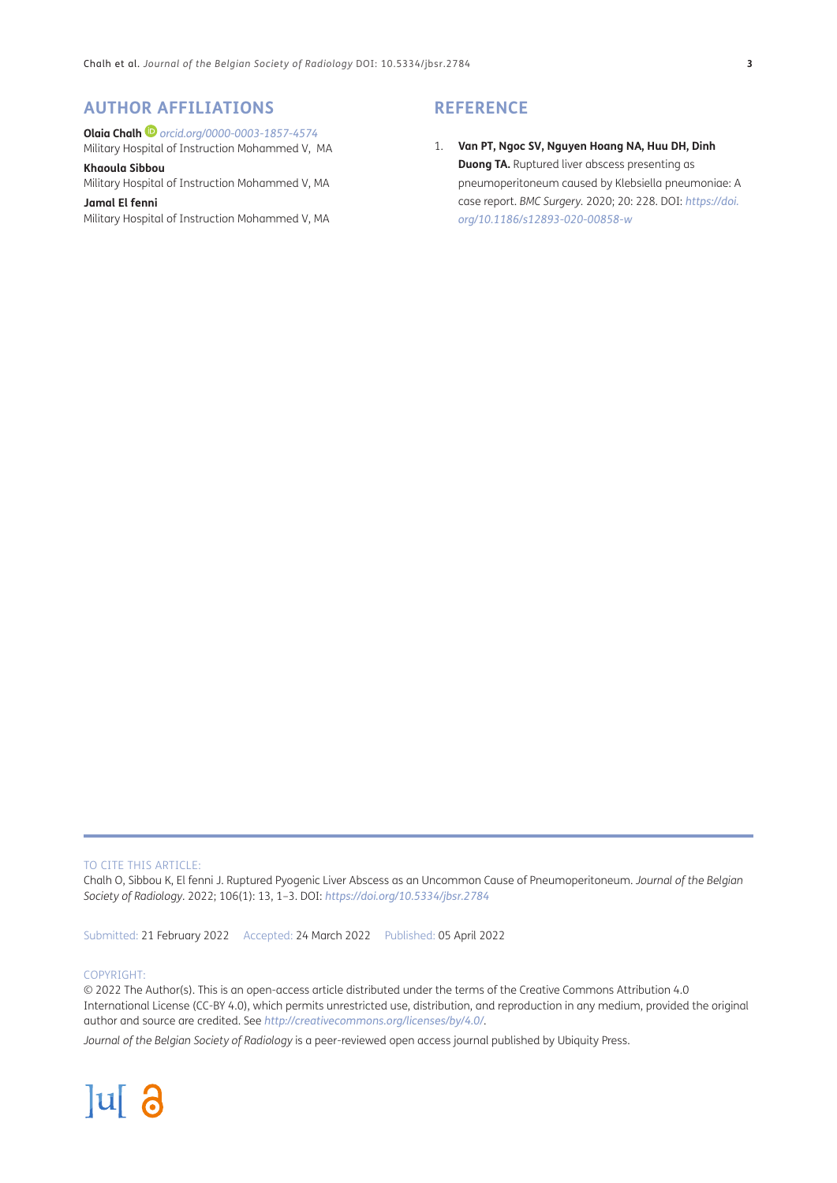## AUTHOR AFFILIATIONS

**Olaia Chalh** *orcid.org/0000-0003-1857-4574*
Military Hospital of Instruction Mohammed V, MA

**Khaoula Sibbou**
Military Hospital of Instruction Mohammed V, MA

**Jamal El fenni**
Military Hospital of Instruction Mohammed V, MA

## REFERENCE

1. **Van PT, Ngoc SV, Nguyen Hoang NA, Huu DH, Dinh Duong TA.** Ruptured liver abscess presenting as pneumoperitoneum caused by Klebsiella pneumoniae: A case report. *BMC Surgery.* 2020; 20: 228. DOI: *https://doi.org/10.1186/s12893-020-00858-w*

TO CITE THIS ARTICLE:

Chalh O, Sibbou K, El fenni J. Ruptured Pyogenic Liver Abscess as an Uncommon Cause of Pneumoperitoneum. *Journal of the Belgian Society of Radiology*. 2022; 106(1): 13, 1–3. DOI: *https://doi.org/10.5334/jbsr.2784*

Submitted: 21 February 2022 Accepted: 24 March 2022 Published: 05 April 2022

COPYRIGHT:

© 2022 The Author(s). This is an open-access article distributed under the terms of the Creative Commons Attribution 4.0 International License (CC-BY 4.0), which permits unrestricted use, distribution, and reproduction in any medium, provided the original author and source are credited. See *http://creativecommons.org/licenses/by/4.0/*.

*Journal of the Belgian Society of Radiology* is a peer-reviewed open access journal published by Ubiquity Press.